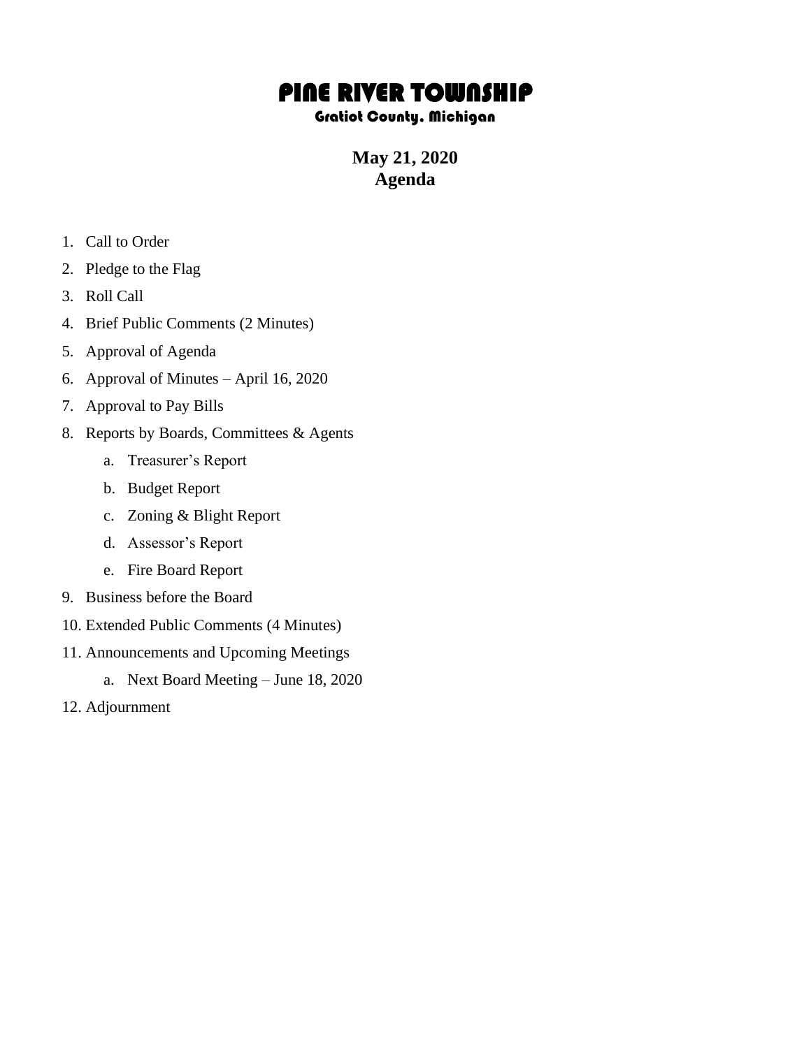# PINE RIVER TOWNSHIP

### Gratiot County, Michigan

## May 21, 2020
## Agenda

1. Call to Order
2. Pledge to the Flag
3. Roll Call
4. Brief Public Comments (2 Minutes)
5. Approval of Agenda
6. Approval of Minutes – April 16, 2020
7. Approval to Pay Bills
8. Reports by Boards, Committees & Agents
    a. Treasurer's Report
    b. Budget Report
    c. Zoning & Blight Report
    d. Assessor's Report
    e. Fire Board Report
9. Business before the Board
10. Extended Public Comments (4 Minutes)
11. Announcements and Upcoming Meetings
    a. Next Board Meeting – June 18, 2020
12. Adjournment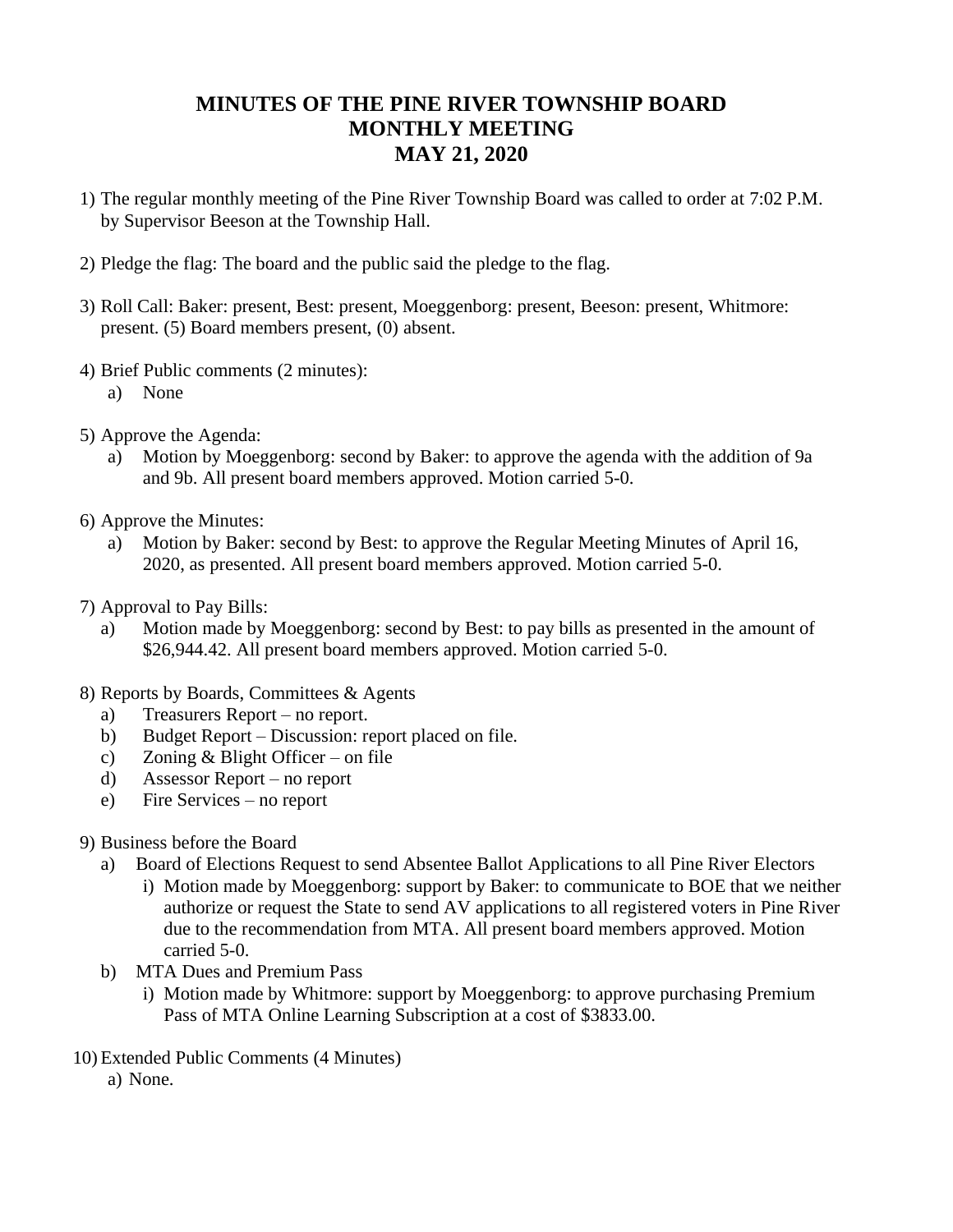# MINUTES OF THE PINE RIVER TOWNSHIP BOARD MONTHLY MEETING MAY 21, 2020

1) The regular monthly meeting of the Pine River Township Board was called to order at 7:02 P.M. by Supervisor Beeson at the Township Hall.

2) Pledge the flag: The board and the public said the pledge to the flag.

3) Roll Call: Baker: present, Best: present, Moeggenborg: present, Beeson: present, Whitmore: present. (5) Board members present, (0) absent.

4) Brief Public comments (2 minutes):
   a) None

5) Approve the Agenda:
   a) Motion by Moeggenborg: second by Baker: to approve the agenda with the addition of 9a and 9b. All present board members approved. Motion carried 5-0.

6) Approve the Minutes:
   a) Motion by Baker: second by Best: to approve the Regular Meeting Minutes of April 16, 2020, as presented. All present board members approved. Motion carried 5-0.

7) Approval to Pay Bills:
   a) Motion made by Moeggenborg: second by Best: to pay bills as presented in the amount of $26,944.42. All present board members approved. Motion carried 5-0.

8) Reports by Boards, Committees & Agents
   a) Treasurers Report – no report.
   b) Budget Report – Discussion: report placed on file.
   c) Zoning & Blight Officer – on file
   d) Assessor Report – no report
   e) Fire Services – no report

9) Business before the Board
   a) Board of Elections Request to send Absentee Ballot Applications to all Pine River Electors
      i) Motion made by Moeggenborg: support by Baker: to communicate to BOE that we neither authorize or request the State to send AV applications to all registered voters in Pine River due to the recommendation from MTA. All present board members approved. Motion carried 5-0.
   b) MTA Dues and Premium Pass
      i) Motion made by Whitmore: support by Moeggenborg: to approve purchasing Premium Pass of MTA Online Learning Subscription at a cost of $3833.00.

10) Extended Public Comments (4 Minutes)
    a) None.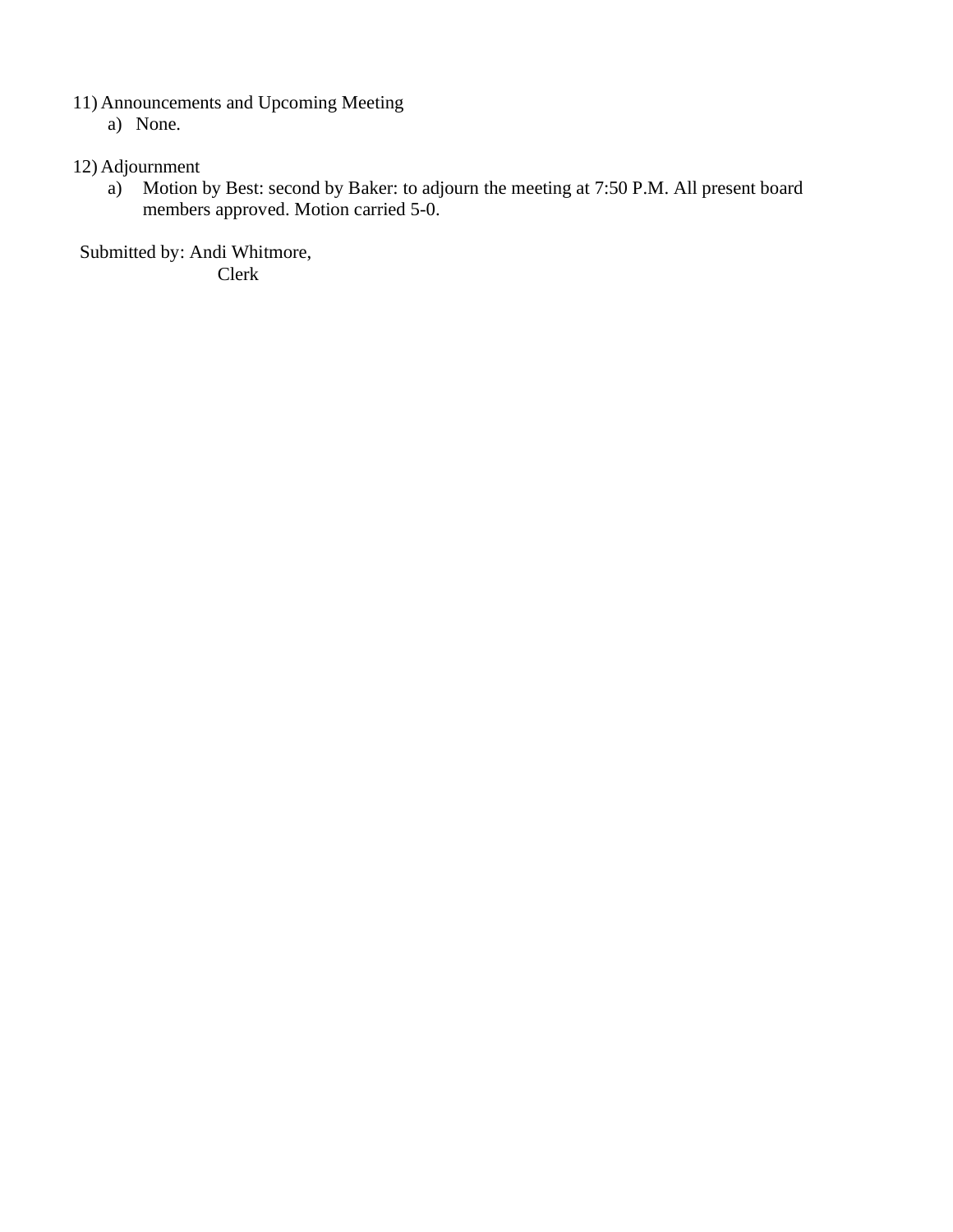11) Announcements and Upcoming Meeting
   a) None.

12) Adjournment
   a) Motion by Best: second by Baker: to adjourn the meeting at 7:50 P.M. All present board members approved. Motion carried 5-0.

Submitted by: Andi Whitmore,
Clerk